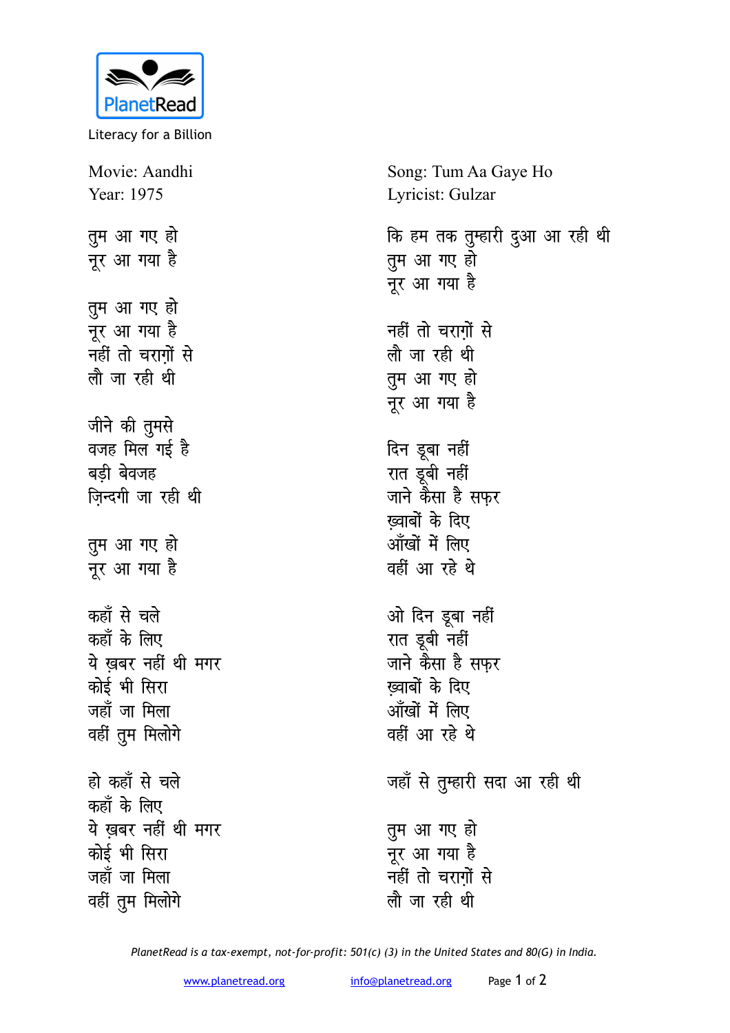PlanetRead

Literacy for a Billion

Movie: Aandhi
Year: 1975

Song: Tum Aa Gaye Ho
Lyricist: Gulzar

तुम आ गए हो
नूर आ गया है

तुम आ गए हो
नूर आ गया है
नहीं तो चराग़ों से
लौ जा रही थी

जीने की तुमसे
वजह मिल गई है
बड़ी बेवजह
ज़िन्दगी जा रही थी

तुम आ गए हो
नूर आ गया है

कहाँ से चले
कहाँ के लिए
ये ख़बर नहीं थी मगर
कोई भी सिरा
जहाँ जा मिला
वहीं तुम मिलोगे

हो कहाँ से चले
कहाँ के लिए
ये ख़बर नहीं थी मगर
कोई भी सिरा
जहाँ जा मिला
वहीं तुम मिलोगे

कि हम तक तुम्हारी दुआ आ रही थी
तुम आ गए हो
नूर आ गया है

नहीं तो चराग़ों से
लौ जा रही थी
तुम आ गए हो
नूर आ गया है

दिन डूबा नहीं
रात डूबी नहीं
जाने कैसा है सफ़र
ख़्वाबों के दिए
आँखों में लिए
वहीं आ रहे थे

ओ दिन डूबा नहीं
रात डूबी नहीं
जाने कैसा है सफ़र
ख़्वाबों के दिए
आँखों में लिए
वहीं आ रहे थे

जहाँ से तुम्हारी सदा आ रही थी

तुम आ गए हो
नूर आ गया है
नहीं तो चराग़ों से
लौ जा रही थी

*PlanetRead is a tax-exempt, not-for-profit: 501(c) (3) in the United States and 80(G) in India.*

www.planetread.org info@planetread.org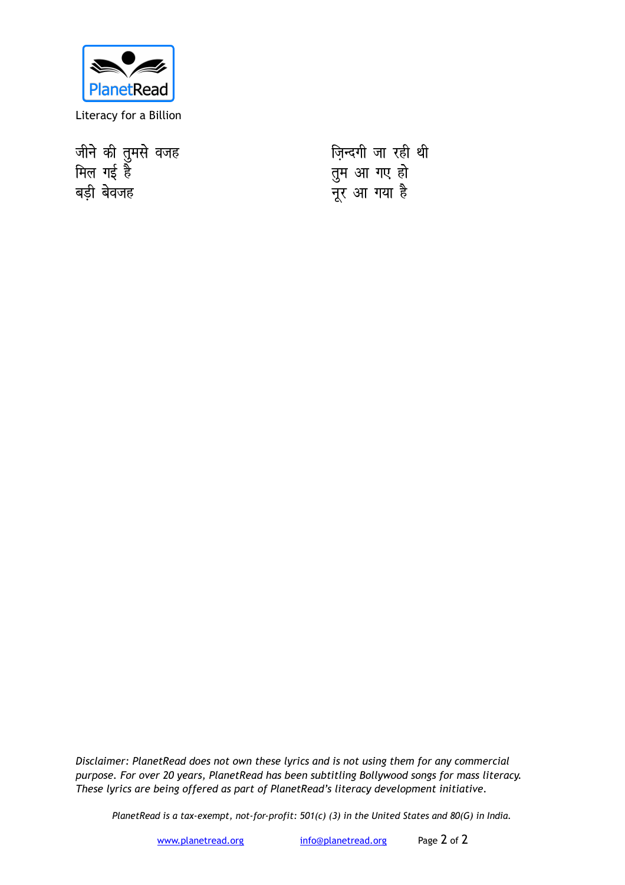Literacy for a Billion

जीने की तुमसे वजह
मिल गई है
बड़ी बेवजह

ज़िन्दगी जा रही थी
तुम आ गए हो
नूर आ गया है

*Disclaimer: PlanetRead does not own these lyrics and is not using them for any commercial purpose. For over 20 years, PlanetRead has been subtitling Bollywood songs for mass literacy. These lyrics are being offered as part of PlanetRead's literacy development initiative.*

*PlanetRead is a tax-exempt, not-for-profit: 501(c) (3) in the United States and 80(G) in India.*

www.planetread.org info@planetread.org